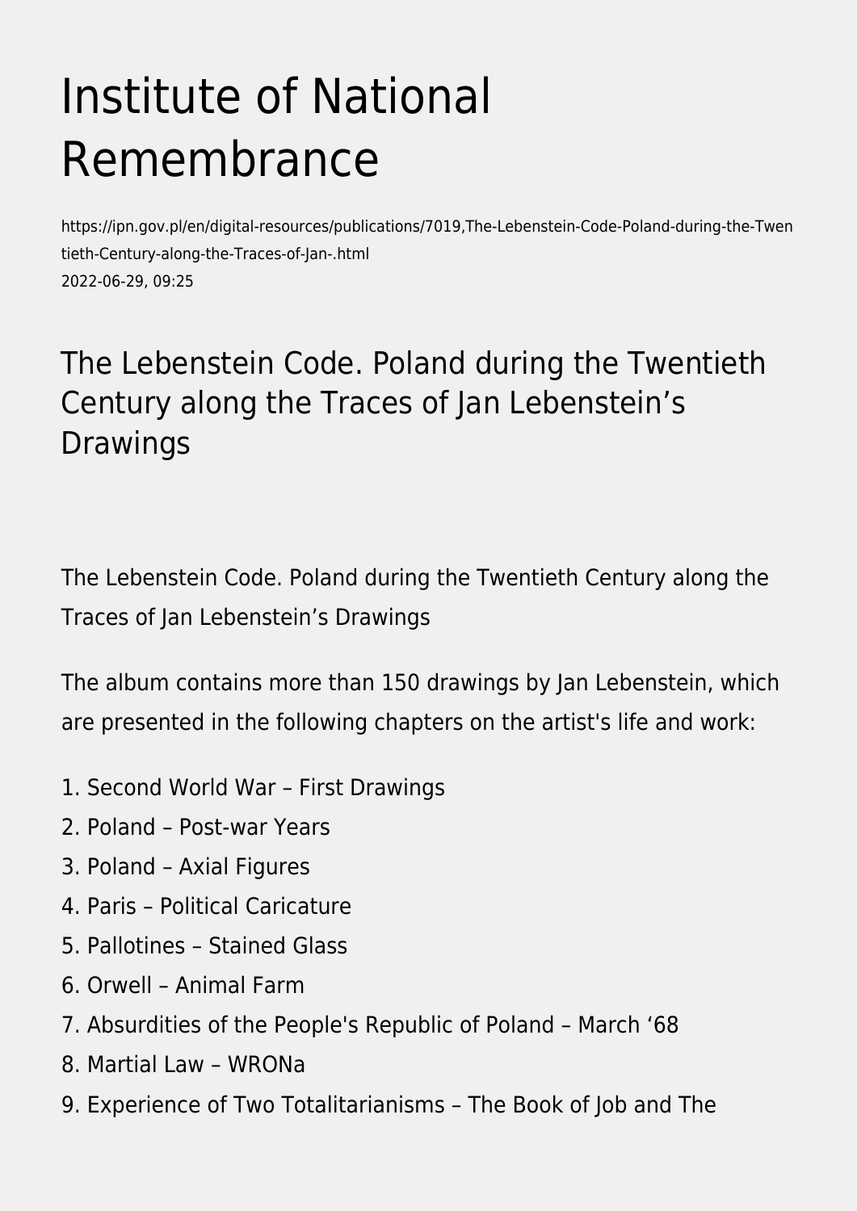# Institute of National Remembrance

https://ipn.gov.pl/en/digital-resources/publications/7019,The-Lebenstein-Code-Poland-during-the-Twentieth-Century-along-the-Traces-of-Jan-.html
2022-06-29, 09:25

## The Lebenstein Code. Poland during the Twentieth Century along the Traces of Jan Lebenstein's Drawings

The Lebenstein Code. Poland during the Twentieth Century along the Traces of Jan Lebenstein's Drawings

The album contains more than 150 drawings by Jan Lebenstein, which are presented in the following chapters on the artist's life and work:

1. Second World War – First Drawings
2. Poland – Post-war Years
3. Poland – Axial Figures
4. Paris – Political Caricature
5. Pallotines – Stained Glass
6. Orwell – Animal Farm
7. Absurdities of the People's Republic of Poland – March '68
8. Martial Law – WRONa
9. Experience of Two Totalitarianisms – The Book of Job and The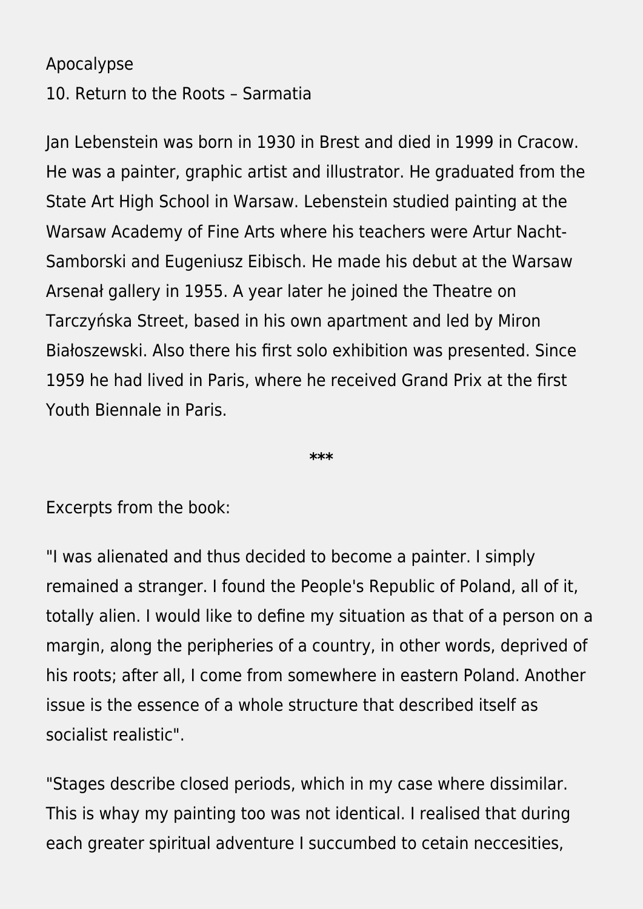Apocalypse

10. Return to the Roots – Sarmatia

Jan Lebenstein was born in 1930 in Brest and died in 1999 in Cracow. He was a painter, graphic artist and illustrator. He graduated from the State Art High School in Warsaw. Lebenstein studied painting at the Warsaw Academy of Fine Arts where his teachers were Artur Nacht-Samborski and Eugeniusz Eibisch. He made his debut at the Warsaw Arsenał gallery in 1955. A year later he joined the Theatre on Tarczyńska Street, based in his own apartment and led by Miron Białoszewski. Also there his first solo exhibition was presented. Since 1959 he had lived in Paris, where he received Grand Prix at the first Youth Biennale in Paris.

**\*\*\***

Excerpts from the book:

"I was alienated and thus decided to become a painter. I simply remained a stranger. I found the People's Republic of Poland, all of it, totally alien. I would like to define my situation as that of a person on a margin, along the peripheries of a country, in other words, deprived of his roots; after all, I come from somewhere in eastern Poland. Another issue is the essence of a whole structure that described itself as socialist realistic".

"Stages describe closed periods, which in my case where dissimilar. This is whay my painting too was not identical. I realised that during each greater spiritual adventure I succumbed to cetain neccesities,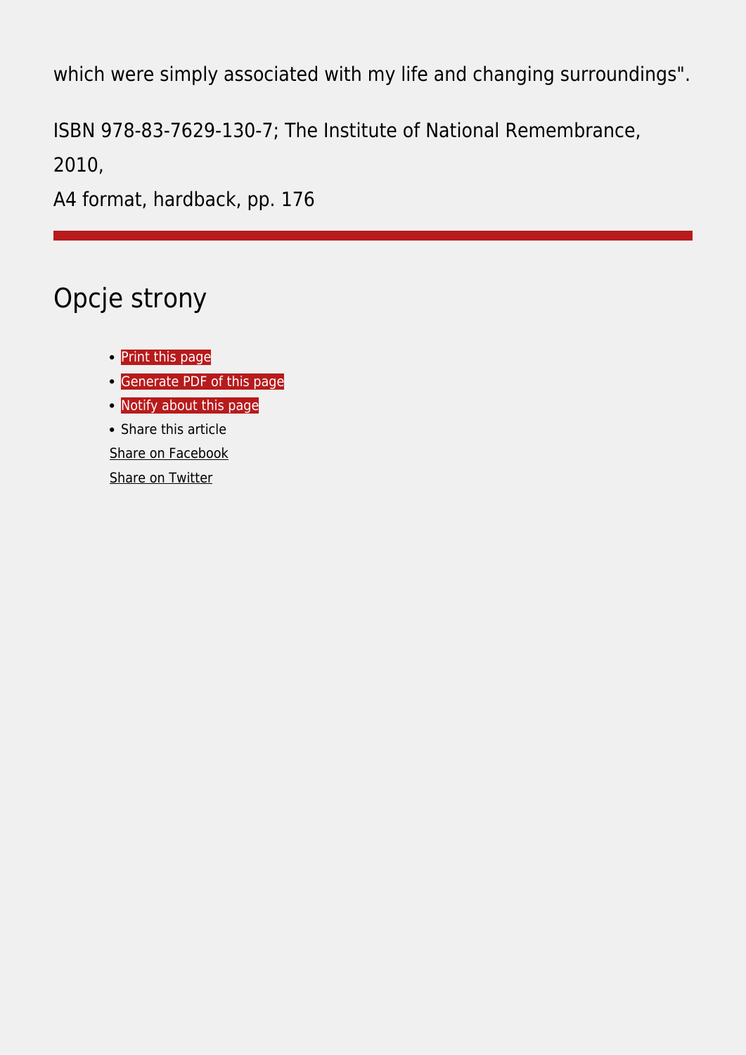which were simply associated with my life and changing surroundings".

ISBN 978-83-7629-130-7; The Institute of National Remembrance, 2010,
A4 format, hardback, pp. 176

---

## Opcje strony

- Print this page
- Generate PDF of this page
- Notify about this page
- Share this article

Share on Facebook

Share on Twitter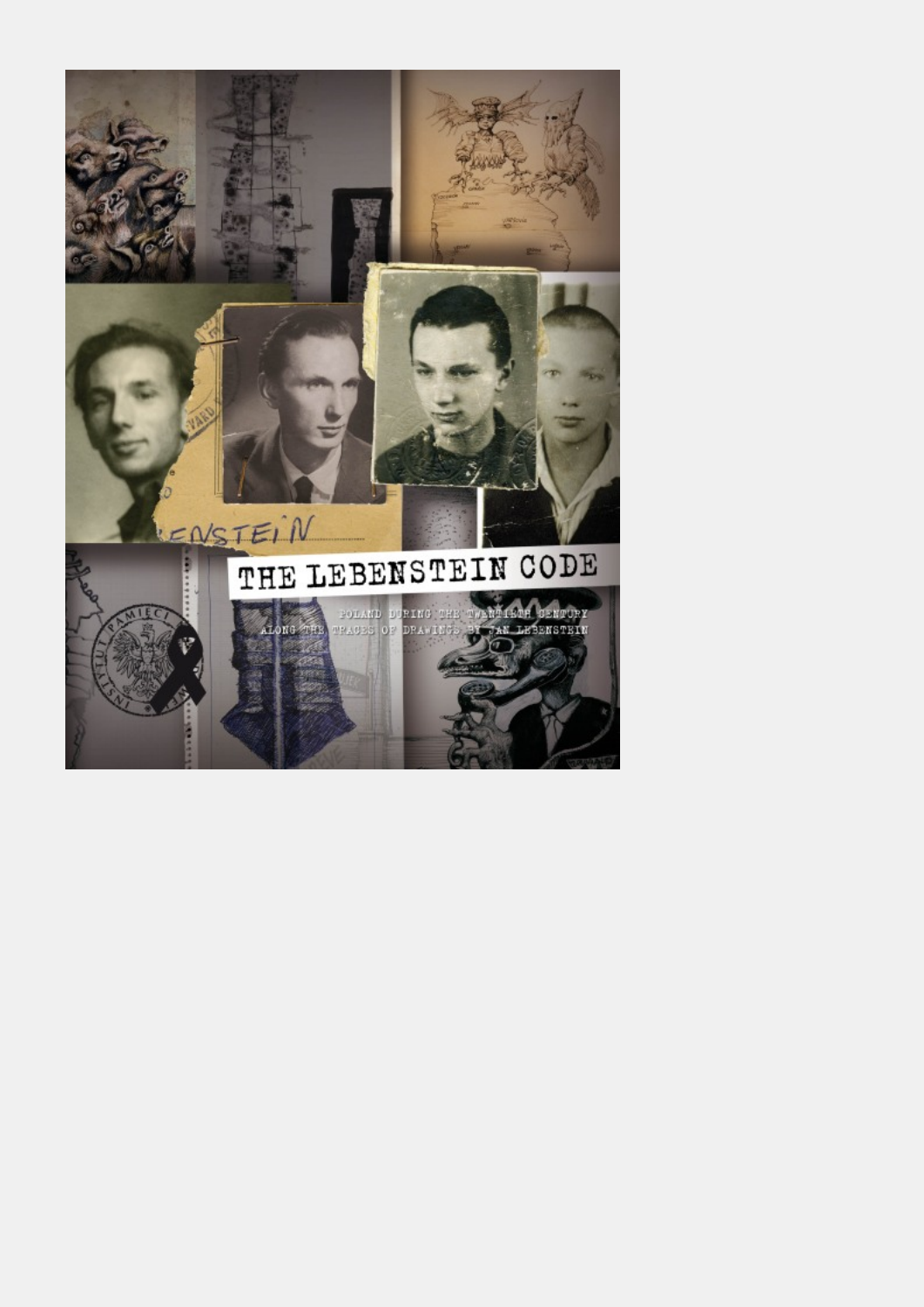# THE LEBENSTEIN CODE

POLAND DURING THE TWENTIETH CENTURY ALONG THE TRACES OF DRAWINGS BY JAN LEBENSTEIN